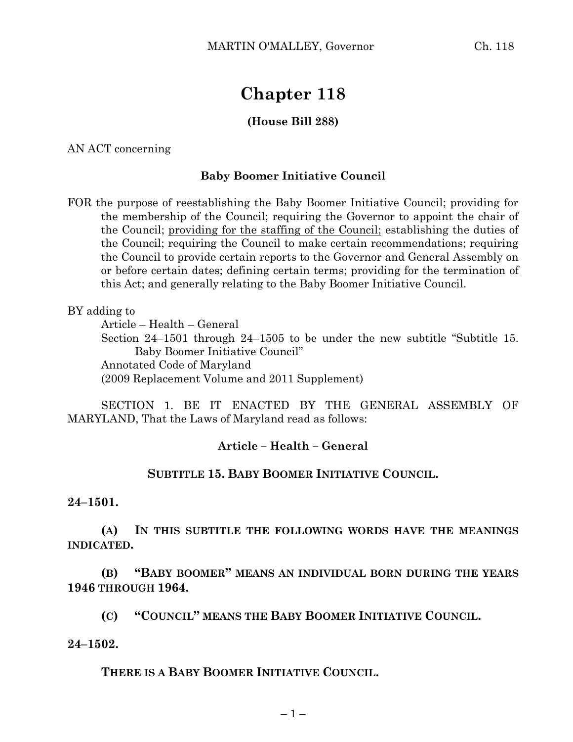# Chapter 118

**(House Bill 288)**

AN ACT concerning

**Baby Boomer Initiative Council**

FOR the purpose of reestablishing the Baby Boomer Initiative Council; providing for the membership of the Council; requiring the Governor to appoint the chair of the Council; providing for the staffing of the Council; establishing the duties of the Council; requiring the Council to make certain recommendations; requiring the Council to provide certain reports to the Governor and General Assembly on or before certain dates; defining certain terms; providing for the termination of this Act; and generally relating to the Baby Boomer Initiative Council.

BY adding to
Article – Health – General
Section 24–1501 through 24–1505 to be under the new subtitle "Subtitle 15. Baby Boomer Initiative Council"
Annotated Code of Maryland
(2009 Replacement Volume and 2011 Supplement)

SECTION 1. BE IT ENACTED BY THE GENERAL ASSEMBLY OF MARYLAND, That the Laws of Maryland read as follows:

**Article – Health – General**

**SUBTITLE 15. BABY BOOMER INITIATIVE COUNCIL.**

**24–1501.**

**(A) IN THIS SUBTITLE THE FOLLOWING WORDS HAVE THE MEANINGS INDICATED.**

**(B) "BABY BOOMER" MEANS AN INDIVIDUAL BORN DURING THE YEARS 1946 THROUGH 1964.**

**(C) "COUNCIL" MEANS THE BABY BOOMER INITIATIVE COUNCIL.**

**24–1502.**

**THERE IS A BABY BOOMER INITIATIVE COUNCIL.**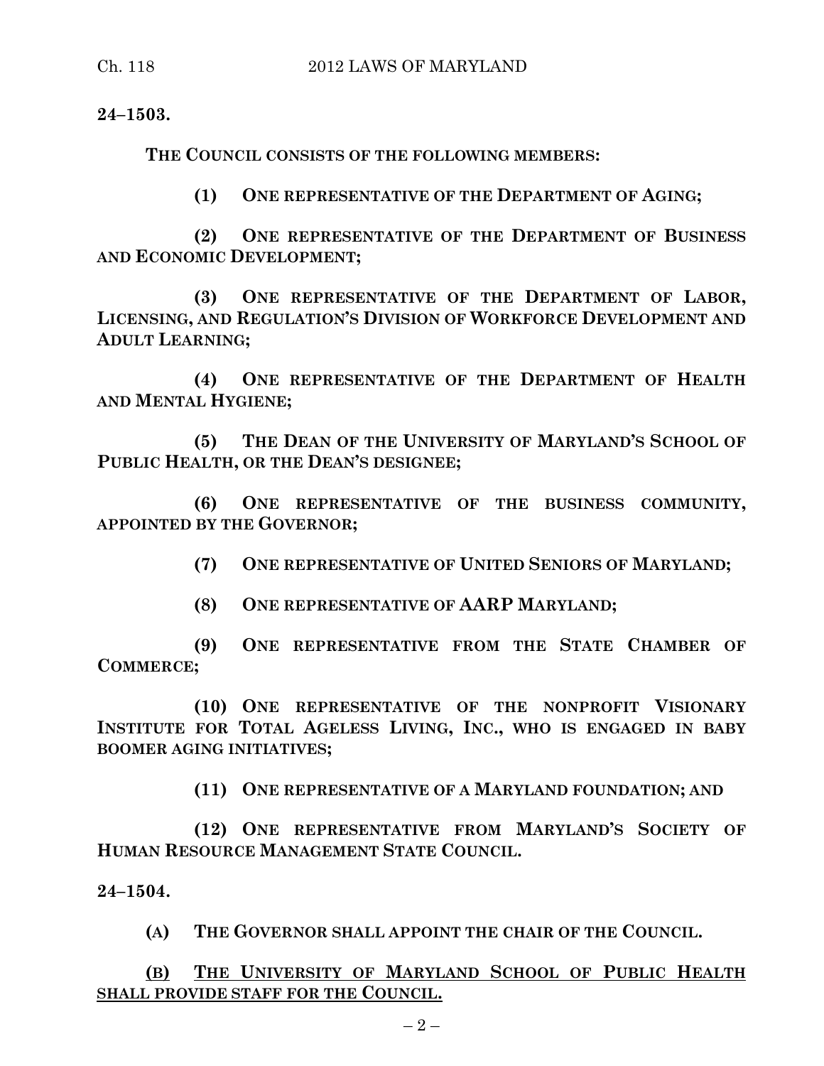**24–1503.**

**THE COUNCIL CONSISTS OF THE FOLLOWING MEMBERS:**

**(1) ONE REPRESENTATIVE OF THE DEPARTMENT OF AGING;**

**(2) ONE REPRESENTATIVE OF THE DEPARTMENT OF BUSINESS AND ECONOMIC DEVELOPMENT;**

**(3) ONE REPRESENTATIVE OF THE DEPARTMENT OF LABOR, LICENSING, AND REGULATION'S DIVISION OF WORKFORCE DEVELOPMENT AND ADULT LEARNING;**

**(4) ONE REPRESENTATIVE OF THE DEPARTMENT OF HEALTH AND MENTAL HYGIENE;**

**(5) THE DEAN OF THE UNIVERSITY OF MARYLAND'S SCHOOL OF PUBLIC HEALTH, OR THE DEAN'S DESIGNEE;**

**(6) ONE REPRESENTATIVE OF THE BUSINESS COMMUNITY, APPOINTED BY THE GOVERNOR;**

**(7) ONE REPRESENTATIVE OF UNITED SENIORS OF MARYLAND;**

**(8) ONE REPRESENTATIVE OF AARP MARYLAND;**

**(9) ONE REPRESENTATIVE FROM THE STATE CHAMBER OF COMMERCE;**

**(10) ONE REPRESENTATIVE OF THE NONPROFIT VISIONARY INSTITUTE FOR TOTAL AGELESS LIVING, INC., WHO IS ENGAGED IN BABY BOOMER AGING INITIATIVES;**

**(11) ONE REPRESENTATIVE OF A MARYLAND FOUNDATION; AND**

**(12) ONE REPRESENTATIVE FROM MARYLAND'S SOCIETY OF HUMAN RESOURCE MANAGEMENT STATE COUNCIL.**

**24–1504.**

**(A) THE GOVERNOR SHALL APPOINT THE CHAIR OF THE COUNCIL.**

<u>**(B) THE UNIVERSITY OF MARYLAND SCHOOL OF PUBLIC HEALTH SHALL PROVIDE STAFF FOR THE COUNCIL.**</u>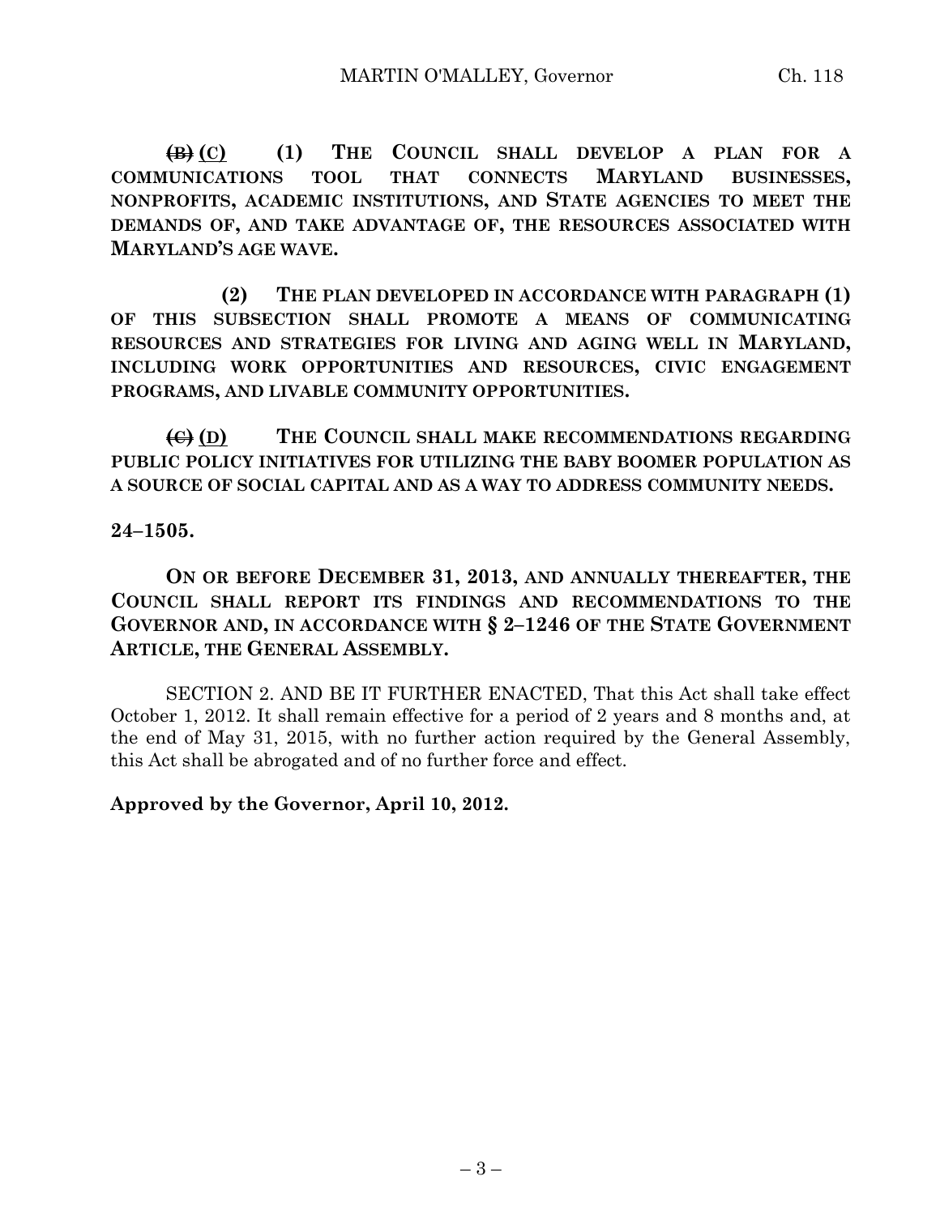~~(B)~~ (C) (1) **THE COUNCIL SHALL DEVELOP A PLAN FOR A COMMUNICATIONS TOOL THAT CONNECTS MARYLAND BUSINESSES, NONPROFITS, ACADEMIC INSTITUTIONS, AND STATE AGENCIES TO MEET THE DEMANDS OF, AND TAKE ADVANTAGE OF, THE RESOURCES ASSOCIATED WITH MARYLAND'S AGE WAVE.**

(2) **THE PLAN DEVELOPED IN ACCORDANCE WITH PARAGRAPH (1) OF THIS SUBSECTION SHALL PROMOTE A MEANS OF COMMUNICATING RESOURCES AND STRATEGIES FOR LIVING AND AGING WELL IN MARYLAND, INCLUDING WORK OPPORTUNITIES AND RESOURCES, CIVIC ENGAGEMENT PROGRAMS, AND LIVABLE COMMUNITY OPPORTUNITIES.**

~~(C)~~ (D) **THE COUNCIL SHALL MAKE RECOMMENDATIONS REGARDING PUBLIC POLICY INITIATIVES FOR UTILIZING THE BABY BOOMER POPULATION AS A SOURCE OF SOCIAL CAPITAL AND AS A WAY TO ADDRESS COMMUNITY NEEDS.**

**24–1505.**

**ON OR BEFORE DECEMBER 31, 2013, AND ANNUALLY THEREAFTER, THE COUNCIL SHALL REPORT ITS FINDINGS AND RECOMMENDATIONS TO THE GOVERNOR AND, IN ACCORDANCE WITH § 2–1246 OF THE STATE GOVERNMENT ARTICLE, THE GENERAL ASSEMBLY.**

SECTION 2. AND BE IT FURTHER ENACTED, That this Act shall take effect October 1, 2012. It shall remain effective for a period of 2 years and 8 months and, at the end of May 31, 2015, with no further action required by the General Assembly, this Act shall be abrogated and of no further force and effect.

**Approved by the Governor, April 10, 2012.**